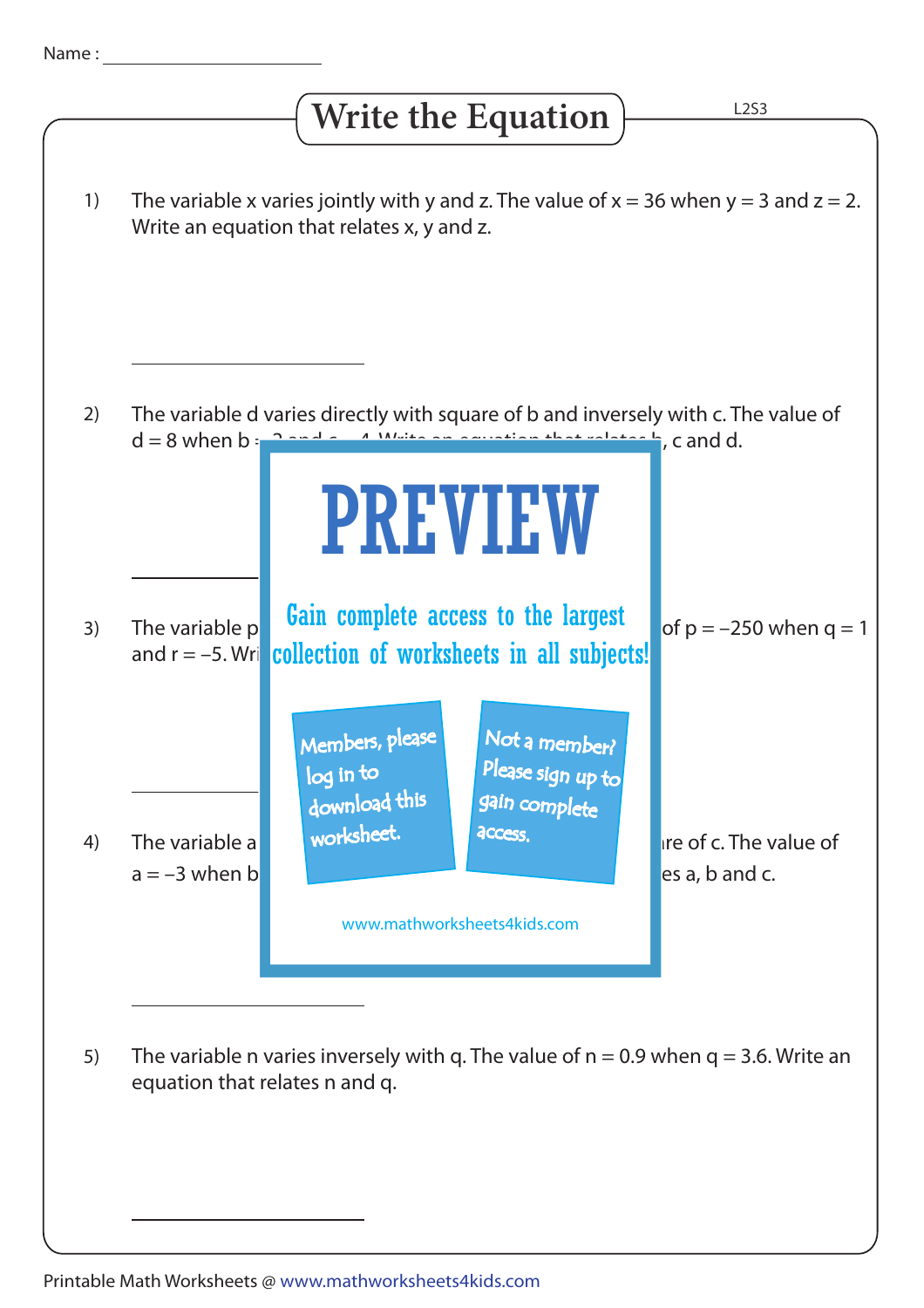Name : ______________________

# Write the Equation

L2S3

1) The variable x varies jointly with y and z. The value of $x = 36$ when $y = 3$ and $z = 2$. Write an equation that relates x, y and z.

______________________

2) The variable d varies directly with square of b and inversely with c. The value of $d = 8$ when b = … , c and d.

______________________

3) The variable p … of $p = -250$ when $q = 1$ and $r = -5$. Wri…

______________________

4) The variable a … re of c. The value of $a = -3$ when b … es a, b and c.

______________________

5) The variable n varies inversely with q. The value of $n = 0.9$ when $q = 3.6$. Write an equation that relates n and q.

______________________

PREVIEW

Gain complete access to the largest collection of worksheets in all subjects!

Members, please log in to download this worksheet.

Not a member? Please sign up to gain complete access.

www.mathworksheets4kids.com

Printable Math Worksheets @ www.mathworksheets4kids.com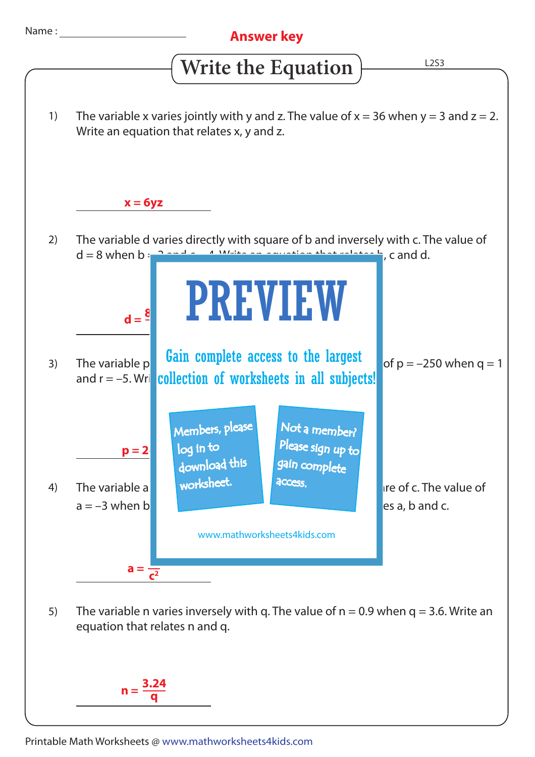Name : ____________________

**Answer key**

# Write the Equation

L2S3

1) The variable x varies jointly with y and z. The value of $x = 36$ when $y = 3$ and $z = 2$. Write an equation that relates x, y and z.

$x = 6yz$

2) The variable d varies directly with square of b and inversely with c. The value of $d = 8$ when b = ... and c ... Write an equation that relates b, c and d.

$d = 8$...

3) The variable p ... of $p = -250$ when $q = 1$ and $r = -5$. Wri...

$p = 2$...

4) The variable a ... re of c. The value of $a = -3$ when b ... es a, b and c.

$a = \frac{\quad}{c^2}$

5) The variable n varies inversely with q. The value of $n = 0.9$ when $q = 3.6$. Write an equation that relates n and q.

$n = \frac{3.24}{q}$

PREVIEW

Gain complete access to the largest collection of worksheets in all subjects!

Members, please log in to download this worksheet.

Not a member? Please sign up to gain complete access.

www.mathworksheets4kids.com

Printable Math Worksheets @ www.mathworksheets4kids.com